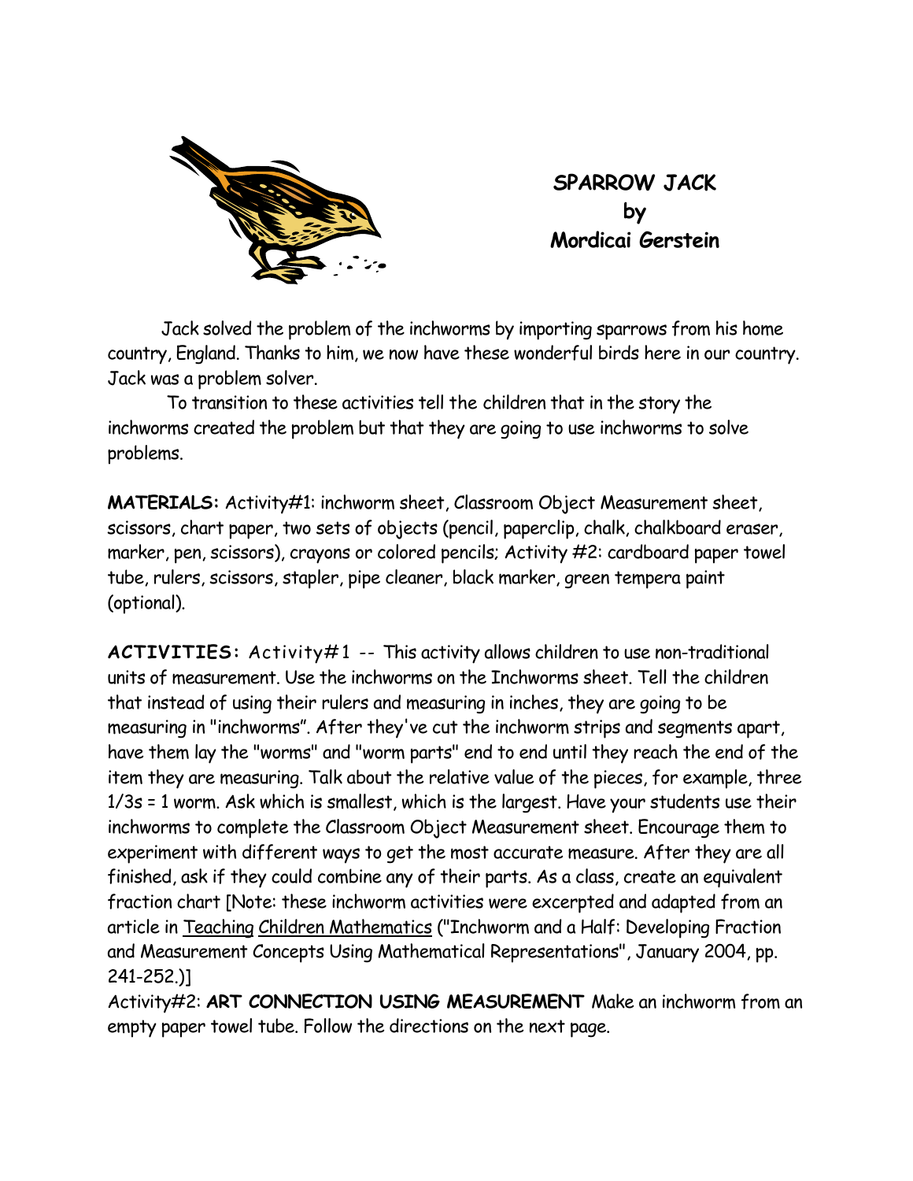# SPARROW JACK
## by
## Mordicai Gerstein

Jack solved the problem of the inchworms by importing sparrows from his home country, England. Thanks to him, we now have these wonderful birds here in our country. Jack was a problem solver.

To transition to these activities tell the children that in the story the inchworms created the problem but that they are going to use inchworms to solve problems.

**MATERIALS:** Activity#1: inchworm sheet, Classroom Object Measurement sheet, scissors, chart paper, two sets of objects (pencil, paperclip, chalk, chalkboard eraser, marker, pen, scissors), crayons or colored pencils; Activity #2: cardboard paper towel tube, rulers, scissors, stapler, pipe cleaner, black marker, green tempera paint (optional).

**ACTIVITIES:** Activity#1 -- This activity allows children to use non-traditional units of measurement. Use the inchworms on the Inchworms sheet. Tell the children that instead of using their rulers and measuring in inches, they are going to be measuring in "inchworms". After they've cut the inchworm strips and segments apart, have them lay the "worms" and "worm parts" end to end until they reach the end of the item they are measuring. Talk about the relative value of the pieces, for example, three 1/3s = 1 worm. Ask which is smallest, which is the largest. Have your students use their inchworms to complete the Classroom Object Measurement sheet. Encourage them to experiment with different ways to get the most accurate measure. After they are all finished, ask if they could combine any of their parts. As a class, create an equivalent fraction chart [Note: these inchworm activities were excerpted and adapted from an article in Teaching Children Mathematics ("Inchworm and a Half: Developing Fraction and Measurement Concepts Using Mathematical Representations", January 2004, pp. 241-252.)]

Activity#2: **ART CONNECTION USING MEASUREMENT** Make an inchworm from an empty paper towel tube. Follow the directions on the next page.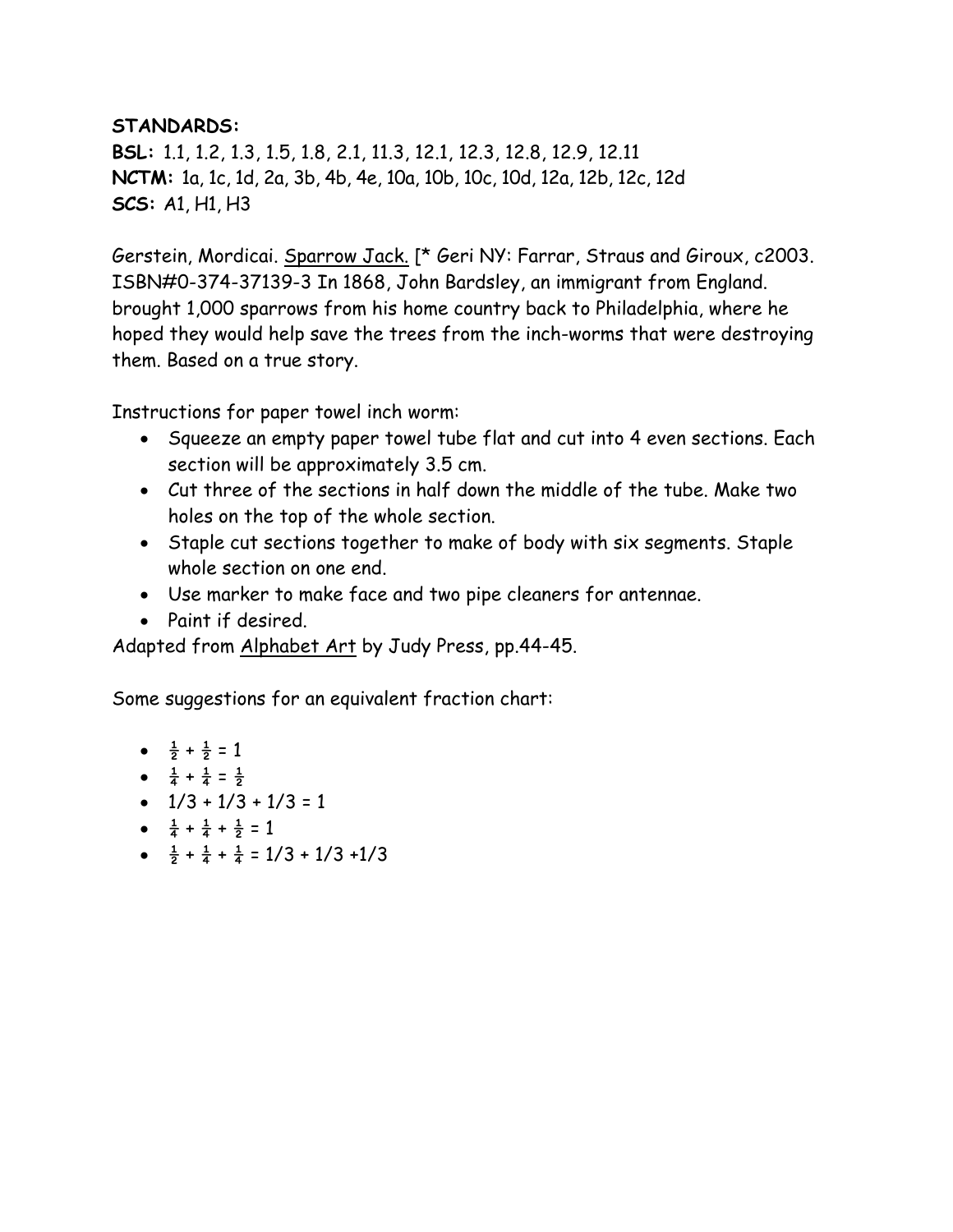**STANDARDS:**

**BSL:** 1.1, 1.2, 1.3, 1.5, 1.8, 2.1, 11.3, 12.1, 12.3, 12.8, 12.9, 12.11
**NCTM:** 1a, 1c, 1d, 2a, 3b, 4b, 4e, 10a, 10b, 10c, 10d, 12a, 12b, 12c, 12d
**SCS:** A1, H1, H3

Gerstein, Mordicai. Sparrow Jack. [* Geri NY: Farrar, Straus and Giroux, c2003. ISBN#0-374-37139-3 In 1868, John Bardsley, an immigrant from England. brought 1,000 sparrows from his home country back to Philadelphia, where he hoped they would help save the trees from the inch-worms that were destroying them. Based on a true story.

Instructions for paper towel inch worm:

- Squeeze an empty paper towel tube flat and cut into 4 even sections. Each section will be approximately 3.5 cm.
- Cut three of the sections in half down the middle of the tube. Make two holes on the top of the whole section.
- Staple cut sections together to make of body with six segments. Staple whole section on one end.
- Use marker to make face and two pipe cleaners for antennae.
- Paint if desired.

Adapted from Alphabet Art by Judy Press, pp.44-45.

Some suggestions for an equivalent fraction chart:

- $\frac{1}{2} + \frac{1}{2} = 1$
- $\frac{1}{4} + \frac{1}{4} = \frac{1}{2}$
- $1/3 + 1/3 + 1/3 = 1$
- $\frac{1}{4} + \frac{1}{4} + \frac{1}{2} = 1$
- $\frac{1}{2} + \frac{1}{4} + \frac{1}{4} = 1/3 + 1/3 + 1/3$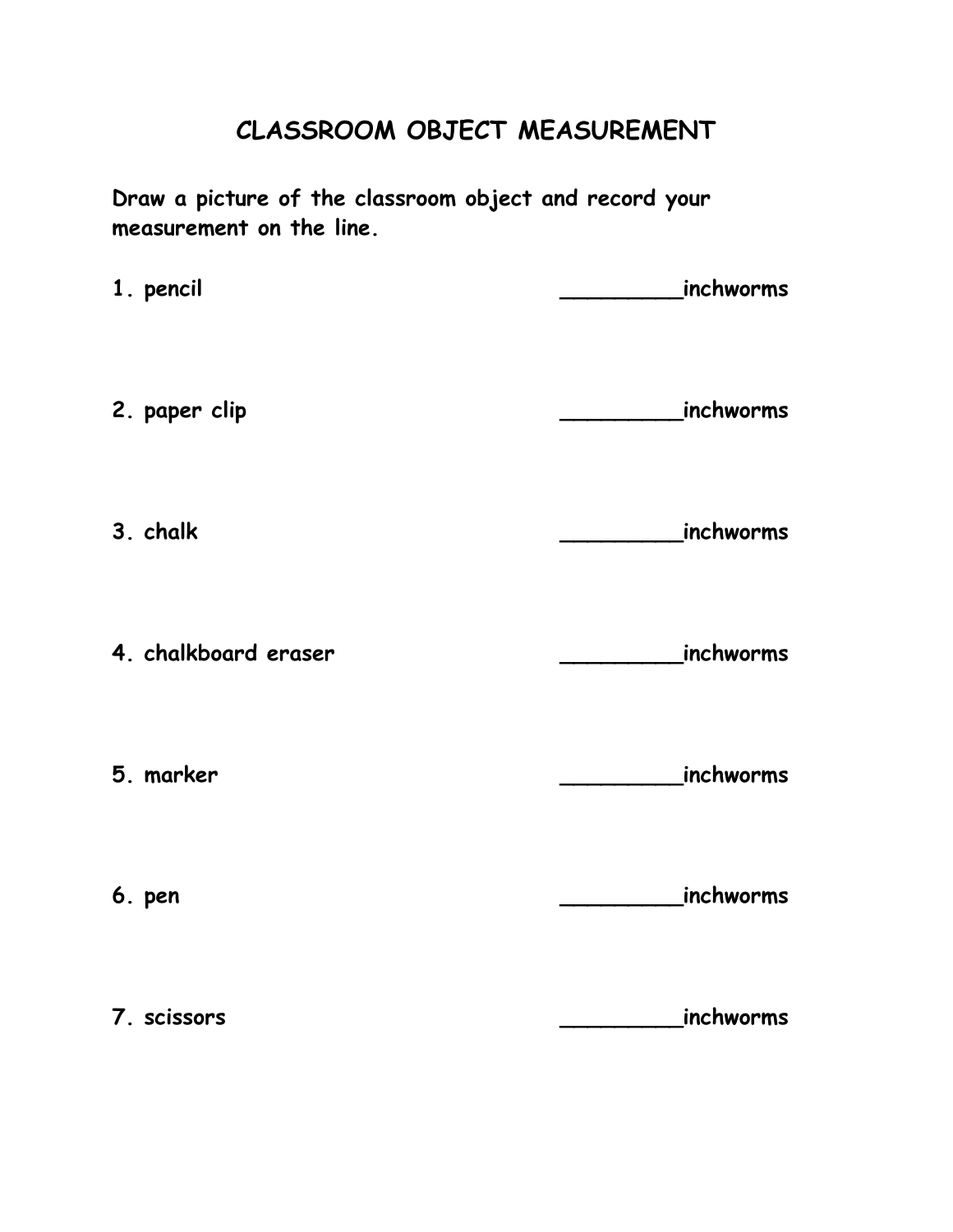# CLASSROOM OBJECT MEASUREMENT

**Draw a picture of the classroom object and record your measurement on the line.**

1. pencil _________inchworms

2. paper clip _________inchworms

3. chalk _________inchworms

4. chalkboard eraser _________inchworms

5. marker _________inchworms

6. pen _________inchworms

7. scissors _________inchworms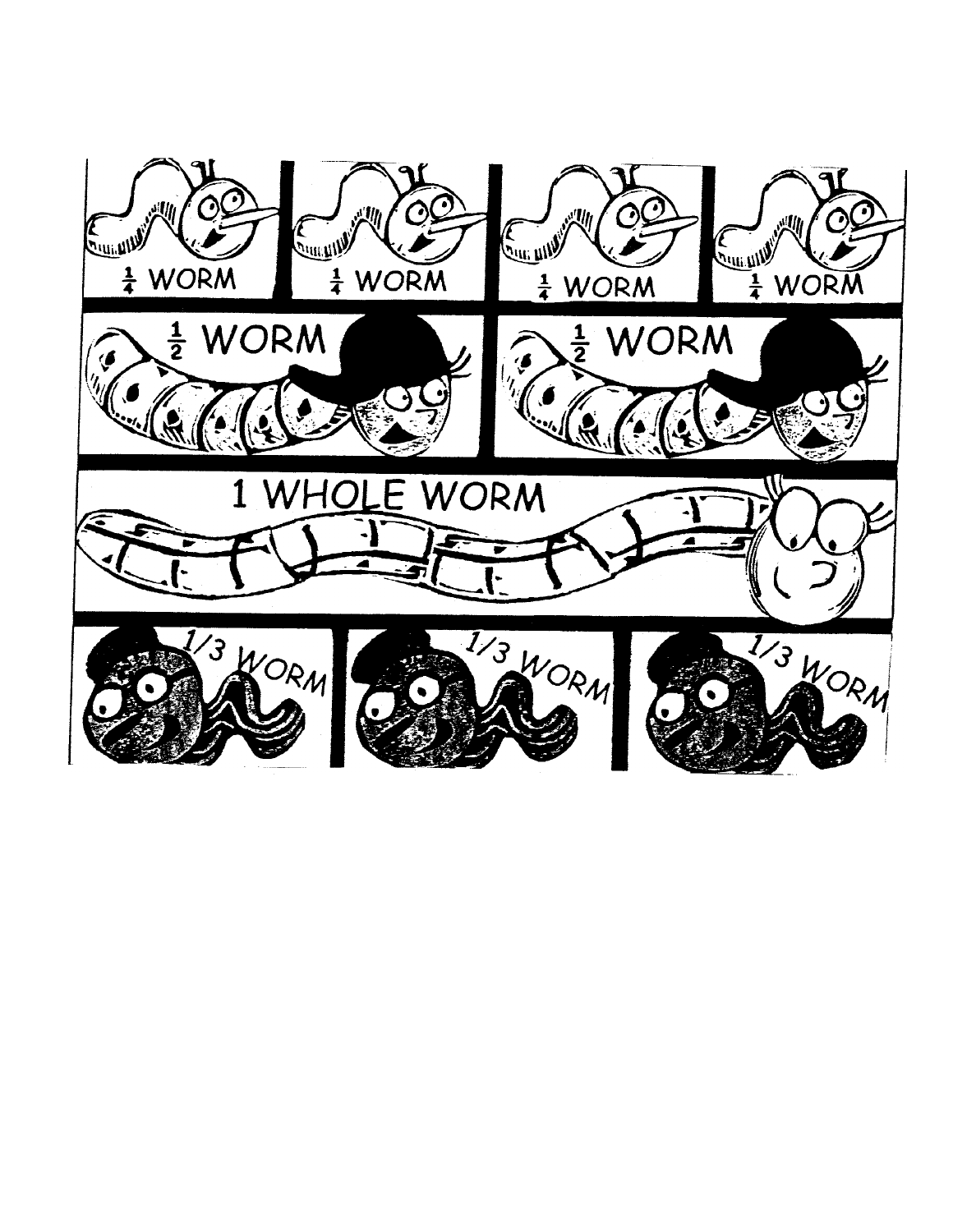$\frac{1}{4}$ WORM

$\frac{1}{4}$ WORM

$\frac{1}{4}$ WORM

$\frac{1}{4}$ WORM

$\frac{1}{2}$ WORM

$\frac{1}{2}$ WORM

1 WHOLE WORM

1/3 WORM

1/3 WORM

1/3 WORM